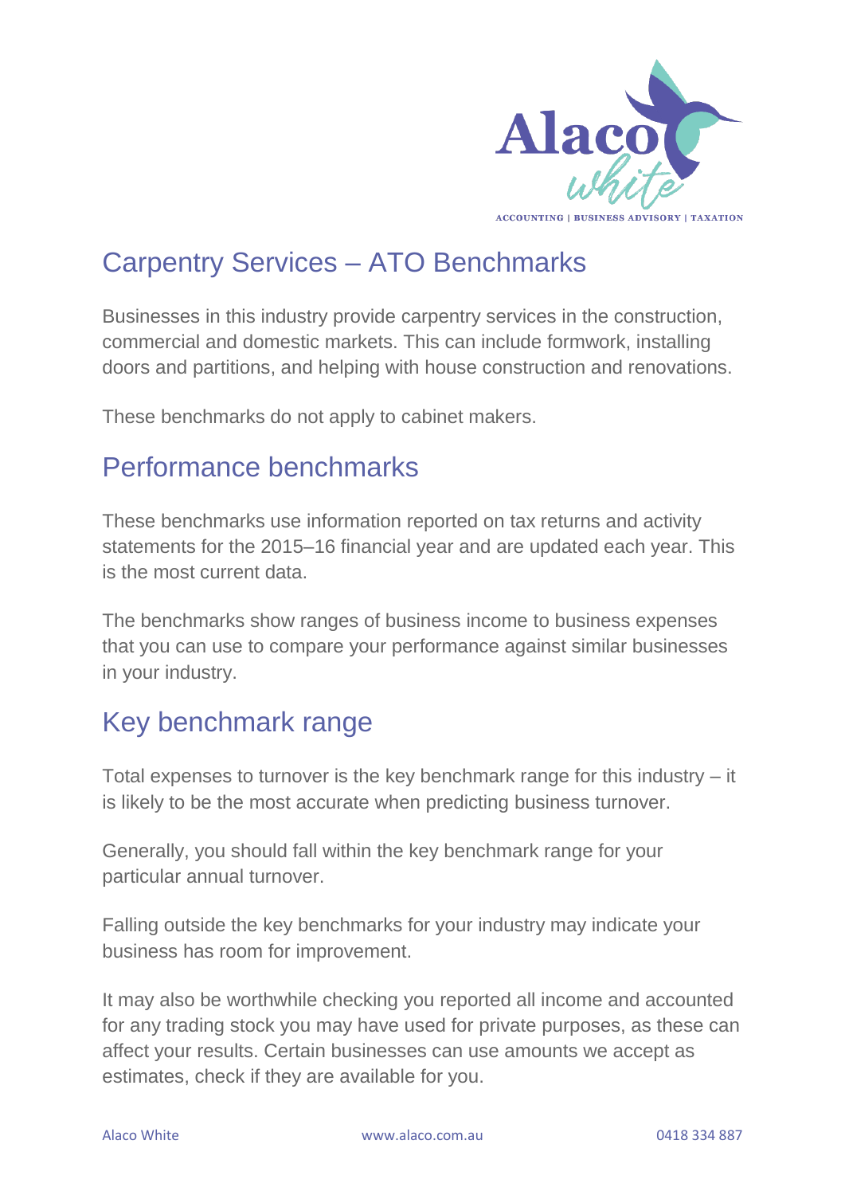# Carpentry Services – ATO Benchmarks

Businesses in this industry provide carpentry services in the construction, commercial and domestic markets. This can include formwork, installing doors and partitions, and helping with house construction and renovations.

These benchmarks do not apply to cabinet makers.

## Performance benchmarks

These benchmarks use information reported on tax returns and activity statements for the 2015–16 financial year and are updated each year. This is the most current data.

The benchmarks show ranges of business income to business expenses that you can use to compare your performance against similar businesses in your industry.

## Key benchmark range

Total expenses to turnover is the key benchmark range for this industry – it is likely to be the most accurate when predicting business turnover.

Generally, you should fall within the key benchmark range for your particular annual turnover.

Falling outside the key benchmarks for your industry may indicate your business has room for improvement.

It may also be worthwhile checking you reported all income and accounted for any trading stock you may have used for private purposes, as these can affect your results. Certain businesses can use amounts we accept as estimates, check if they are available for you.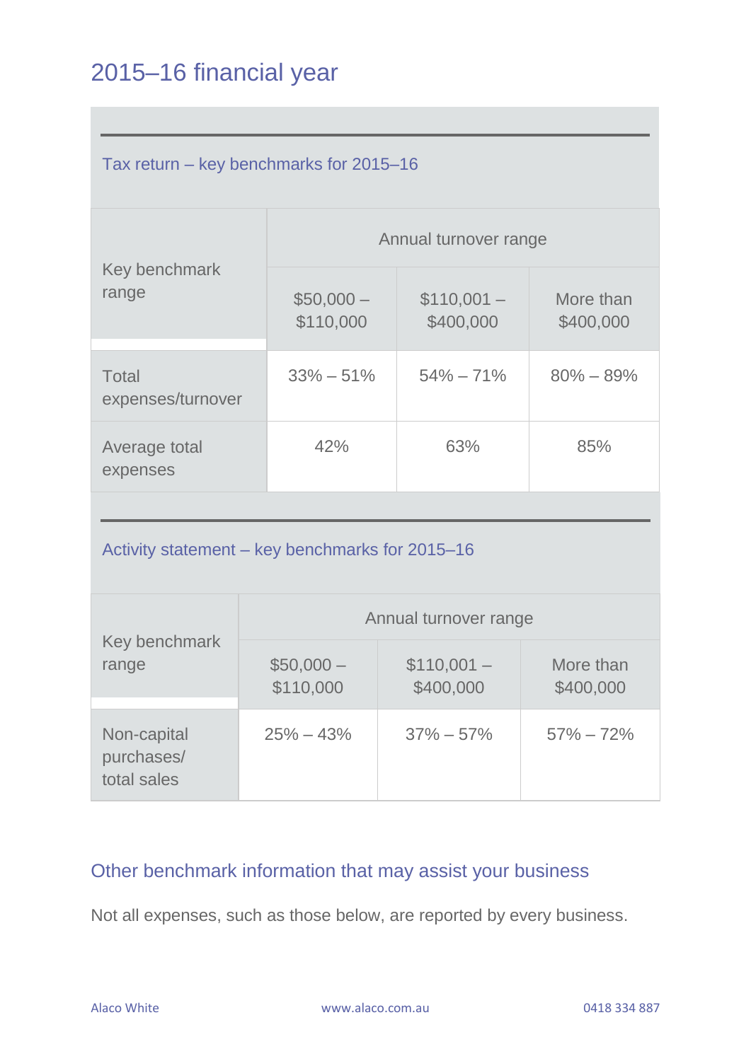# 2015–16 financial year

## Tax return – key benchmarks for 2015–16

| Key benchmark range | Annual turnover range | | |
|---|---|---|---|
| | $50,000 – $110,000 | $110,001 – $400,000 | More than $400,000 |
| Total expenses/turnover | 33% – 51% | 54% – 71% | 80% – 89% |
| Average total expenses | 42% | 63% | 85% |

## Activity statement – key benchmarks for 2015–16

| Key benchmark range | Annual turnover range | | |
|---|---|---|---|
| | $50,000 – $110,000 | $110,001 – $400,000 | More than $400,000 |
| Non-capital purchases/ total sales | 25% – 43% | 37% – 57% | 57% – 72% |

## Other benchmark information that may assist your business

Not all expenses, such as those below, are reported by every business.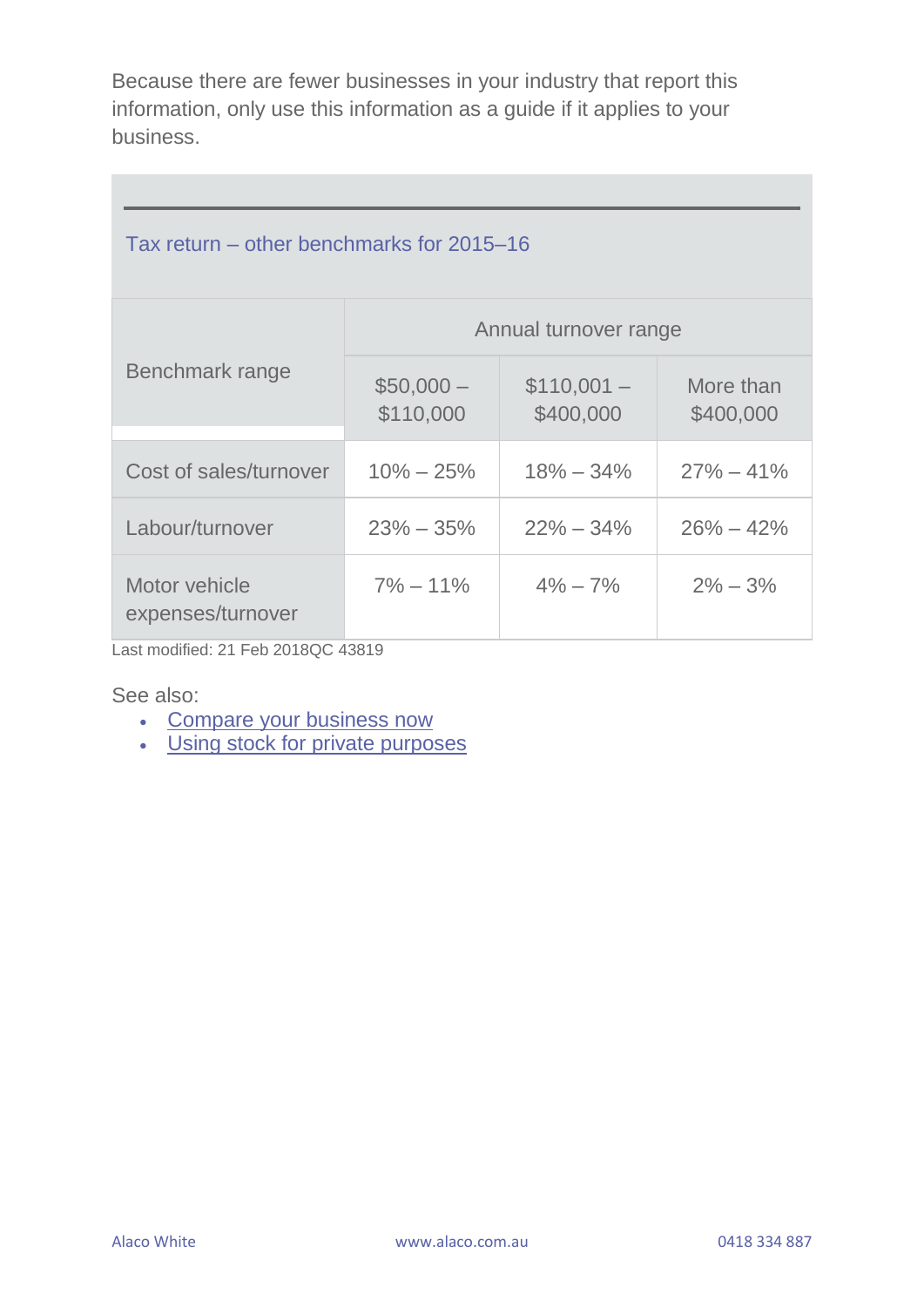Because there are fewer businesses in your industry that report this information, only use this information as a guide if it applies to your business.

**Tax return – other benchmarks for 2015–16**

| Benchmark range | Annual turnover range | | |
|---|---|---|---|
| | $50,000 – $110,000 | $110,001 – $400,000 | More than $400,000 |
| Cost of sales/turnover | 10% – 25% | 18% – 34% | 27% – 41% |
| Labour/turnover | 23% – 35% | 22% – 34% | 26% – 42% |
| Motor vehicle expenses/turnover | 7% – 11% | 4% – 7% | 2% – 3% |

Last modified: 21 Feb 2018QC 43819

See also:

- Compare your business now
- Using stock for private purposes